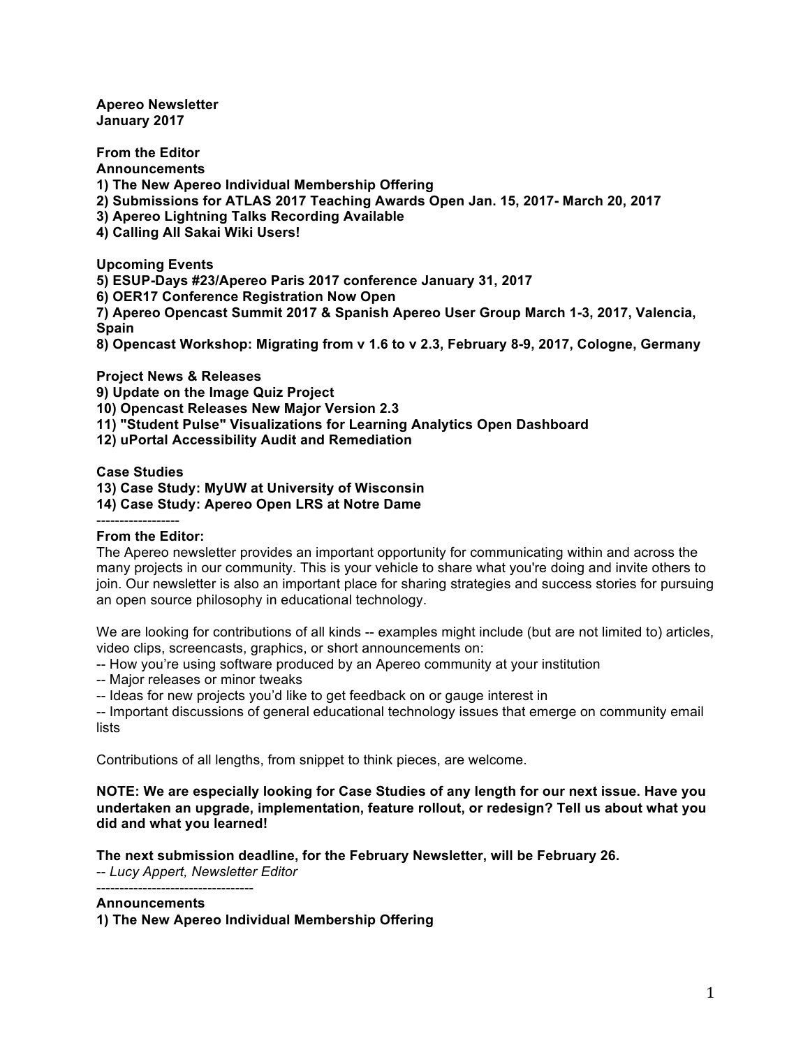**Apereo Newsletter**
**January 2017**

**From the Editor**
**Announcements**
**1) The New Apereo Individual Membership Offering**
**2) Submissions for ATLAS 2017 Teaching Awards Open Jan. 15, 2017- March 20, 2017**
**3) Apereo Lightning Talks Recording Available**
**4) Calling All Sakai Wiki Users!**

**Upcoming Events**
**5) ESUP-Days #23/Apereo Paris 2017 conference January 31, 2017**
**6) OER17 Conference Registration Now Open**
**7) Apereo Opencast Summit 2017 & Spanish Apereo User Group March 1-3, 2017, Valencia, Spain**
**8) Opencast Workshop: Migrating from v 1.6 to v 2.3, February 8-9, 2017, Cologne, Germany**

**Project News & Releases**
**9) Update on the Image Quiz Project**
**10) Opencast Releases New Major Version 2.3**
**11) "Student Pulse" Visualizations for Learning Analytics Open Dashboard**
**12) uPortal Accessibility Audit and Remediation**

**Case Studies**
**13) Case Study: MyUW at University of Wisconsin**
**14) Case Study: Apereo Open LRS at Notre Dame**

------------------

**From the Editor:**
The Apereo newsletter provides an important opportunity for communicating within and across the many projects in our community. This is your vehicle to share what you're doing and invite others to join. Our newsletter is also an important place for sharing strategies and success stories for pursuing an open source philosophy in educational technology.

We are looking for contributions of all kinds -- examples might include (but are not limited to) articles, video clips, screencasts, graphics, or short announcements on:
-- How you're using software produced by an Apereo community at your institution
-- Major releases or minor tweaks
-- Ideas for new projects you'd like to get feedback on or gauge interest in
-- Important discussions of general educational technology issues that emerge on community email lists

Contributions of all lengths, from snippet to think pieces, are welcome.

**NOTE: We are especially looking for Case Studies of any length for our next issue. Have you undertaken an upgrade, implementation, feature rollout, or redesign? Tell us about what you did and what you learned!**

**The next submission deadline, for the February Newsletter, will be February 26.**
-- *Lucy Appert, Newsletter Editor*

----------------------------------

**Announcements**
**1) The New Apereo Individual Membership Offering**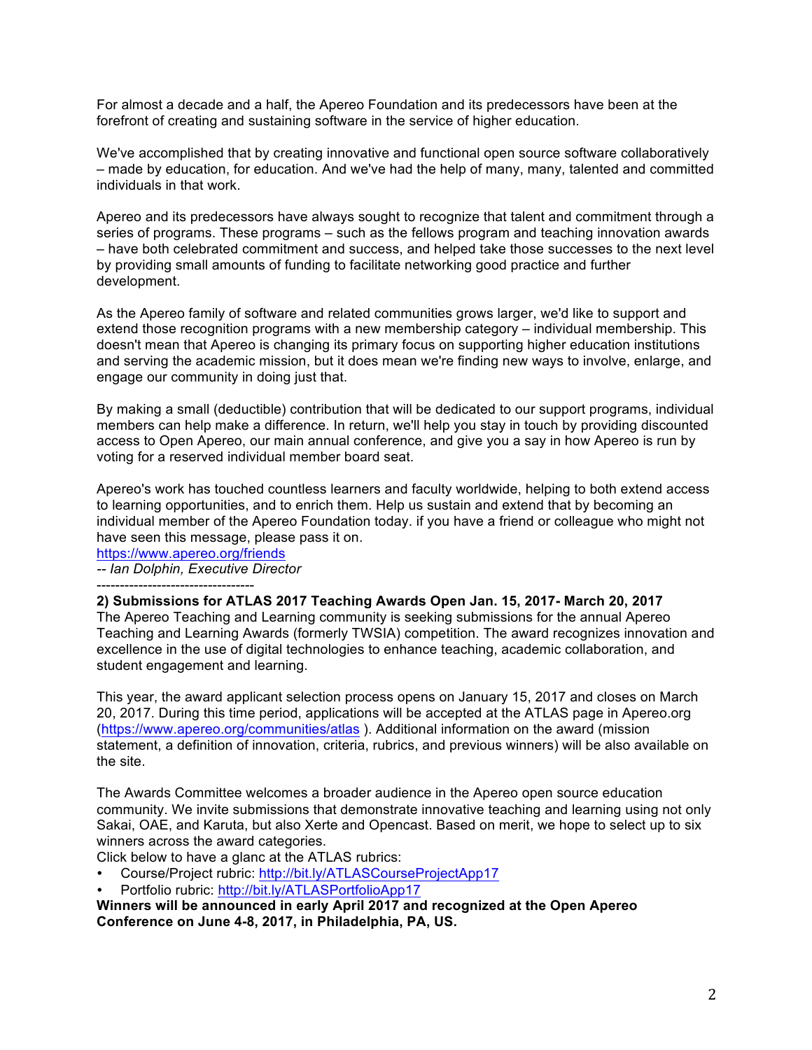For almost a decade and a half, the Apereo Foundation and its predecessors have been at the forefront of creating and sustaining software in the service of higher education.

We've accomplished that by creating innovative and functional open source software collaboratively – made by education, for education. And we've had the help of many, many, talented and committed individuals in that work.

Apereo and its predecessors have always sought to recognize that talent and commitment through a series of programs. These programs – such as the fellows program and teaching innovation awards – have both celebrated commitment and success, and helped take those successes to the next level by providing small amounts of funding to facilitate networking good practice and further development.

As the Apereo family of software and related communities grows larger, we'd like to support and extend those recognition programs with a new membership category – individual membership. This doesn't mean that Apereo is changing its primary focus on supporting higher education institutions and serving the academic mission, but it does mean we're finding new ways to involve, enlarge, and engage our community in doing just that.

By making a small (deductible) contribution that will be dedicated to our support programs, individual members can help make a difference. In return, we'll help you stay in touch by providing discounted access to Open Apereo, our main annual conference, and give you a say in how Apereo is run by voting for a reserved individual member board seat.

Apereo's work has touched countless learners and faculty worldwide, helping to both extend access to learning opportunities, and to enrich them. Help us sustain and extend that by becoming an individual member of the Apereo Foundation today. if you have a friend or colleague who might not have seen this message, please pass it on.
https://www.apereo.org/friends
*-- Ian Dolphin, Executive Director*

----------------------------------

**2) Submissions for ATLAS 2017 Teaching Awards Open Jan. 15, 2017- March 20, 2017**
The Apereo Teaching and Learning community is seeking submissions for the annual Apereo Teaching and Learning Awards (formerly TWSIA) competition. The award recognizes innovation and excellence in the use of digital technologies to enhance teaching, academic collaboration, and student engagement and learning.

This year, the award applicant selection process opens on January 15, 2017 and closes on March 20, 2017. During this time period, applications will be accepted at the ATLAS page in Apereo.org (https://www.apereo.org/communities/atlas ). Additional information on the award (mission statement, a definition of innovation, criteria, rubrics, and previous winners) will be also available on the site.

The Awards Committee welcomes a broader audience in the Apereo open source education community. We invite submissions that demonstrate innovative teaching and learning using not only Sakai, OAE, and Karuta, but also Xerte and Opencast. Based on merit, we hope to select up to six winners across the award categories.
Click below to have a glanc at the ATLAS rubrics:

- Course/Project rubric: http://bit.ly/ATLASCourseProjectApp17
- Portfolio rubric: http://bit.ly/ATLASPortfolioApp17

**Winners will be announced in early April 2017 and recognized at the Open Apereo Conference on June 4-8, 2017, in Philadelphia, PA, US.**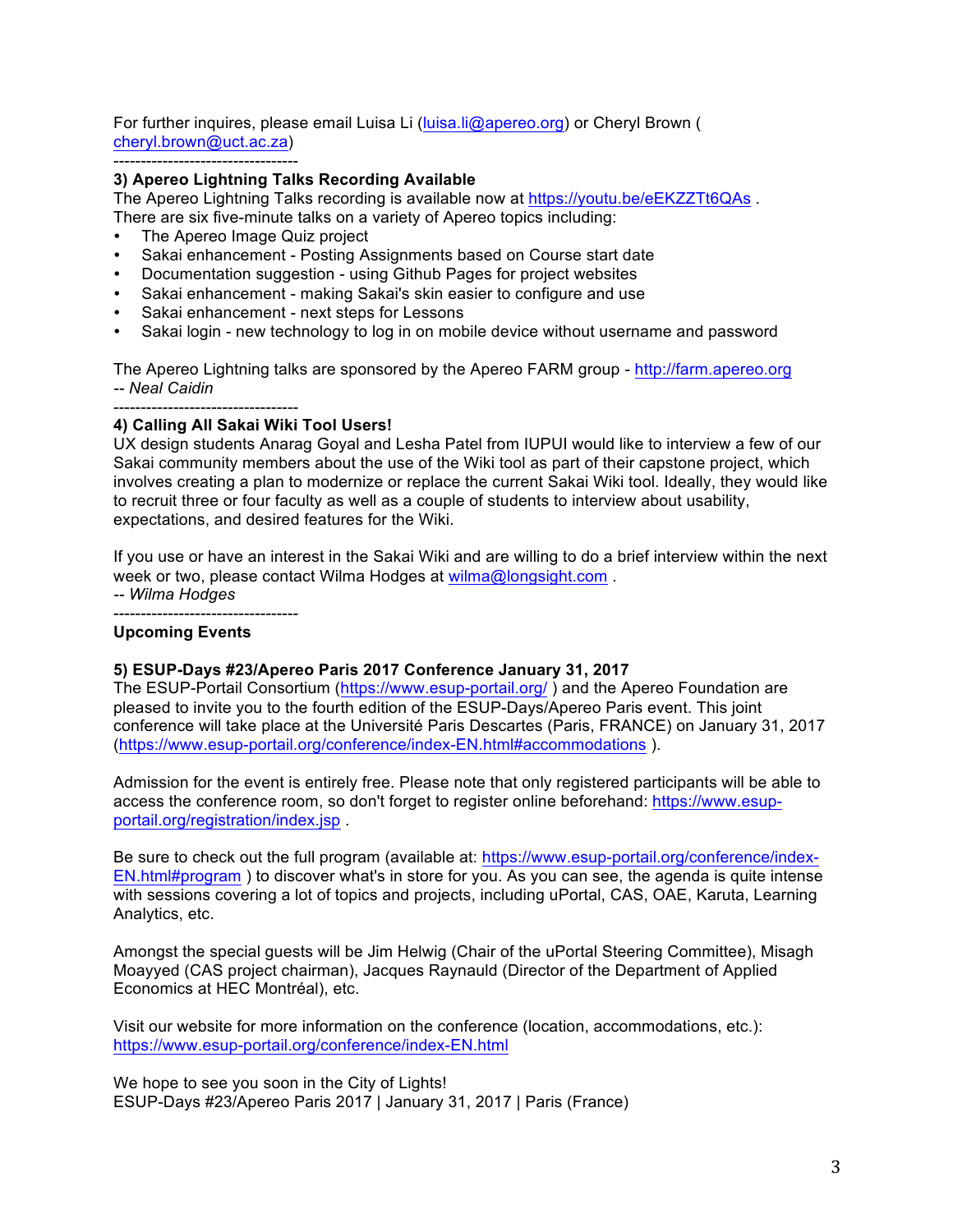For further inquires, please email Luisa Li (luisa.li@apereo.org) or Cheryl Brown ( cheryl.brown@uct.ac.za)

----------------------------------

**3) Apereo Lightning Talks Recording Available**

The Apereo Lightning Talks recording is available now at https://youtu.be/eEKZZTt6QAs .
There are six five-minute talks on a variety of Apereo topics including:

- The Apereo Image Quiz project
- Sakai enhancement - Posting Assignments based on Course start date
- Documentation suggestion - using Github Pages for project websites
- Sakai enhancement - making Sakai's skin easier to configure and use
- Sakai enhancement - next steps for Lessons
- Sakai login - new technology to log in on mobile device without username and password

The Apereo Lightning talks are sponsored by the Apereo FARM group - http://farm.apereo.org
*-- Neal Caidin*

----------------------------------

**4) Calling All Sakai Wiki Tool Users!**

UX design students Anarag Goyal and Lesha Patel from IUPUI would like to interview a few of our Sakai community members about the use of the Wiki tool as part of their capstone project, which involves creating a plan to modernize or replace the current Sakai Wiki tool. Ideally, they would like to recruit three or four faculty as well as a couple of students to interview about usability, expectations, and desired features for the Wiki.

If you use or have an interest in the Sakai Wiki and are willing to do a brief interview within the next week or two, please contact Wilma Hodges at wilma@longsight.com .
*-- Wilma Hodges*

----------------------------------

**Upcoming Events**

**5) ESUP-Days #23/Apereo Paris 2017 Conference January 31, 2017**

The ESUP-Portail Consortium (https://www.esup-portail.org/ ) and the Apereo Foundation are pleased to invite you to the fourth edition of the ESUP-Days/Apereo Paris event. This joint conference will take place at the Université Paris Descartes (Paris, FRANCE) on January 31, 2017 (https://www.esup-portail.org/conference/index-EN.html#accommodations ).

Admission for the event is entirely free. Please note that only registered participants will be able to access the conference room, so don't forget to register online beforehand: https://www.esup-portail.org/registration/index.jsp .

Be sure to check out the full program (available at: https://www.esup-portail.org/conference/index-EN.html#program ) to discover what's in store for you. As you can see, the agenda is quite intense with sessions covering a lot of topics and projects, including uPortal, CAS, OAE, Karuta, Learning Analytics, etc.

Amongst the special guests will be Jim Helwig (Chair of the uPortal Steering Committee), Misagh Moayyed (CAS project chairman), Jacques Raynauld (Director of the Department of Applied Economics at HEC Montréal), etc.

Visit our website for more information on the conference (location, accommodations, etc.): https://www.esup-portail.org/conference/index-EN.html

We hope to see you soon in the City of Lights!
ESUP-Days #23/Apereo Paris 2017 | January 31, 2017 | Paris (France)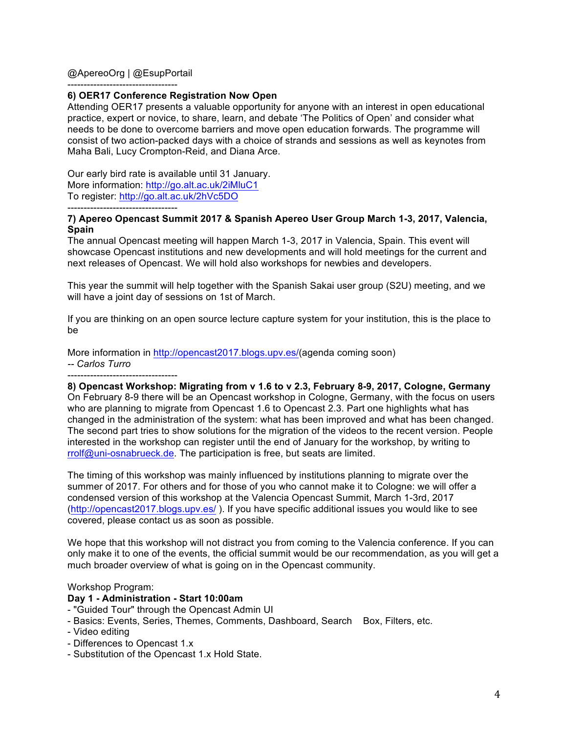@ApereoOrg | @EsupPortail

----------------------------------

**6) OER17 Conference Registration Now Open**
Attending OER17 presents a valuable opportunity for anyone with an interest in open educational practice, expert or novice, to share, learn, and debate 'The Politics of Open' and consider what needs to be done to overcome barriers and move open education forwards. The programme will consist of two action-packed days with a choice of strands and sessions as well as keynotes from Maha Bali, Lucy Crompton-Reid, and Diana Arce.

Our early bird rate is available until 31 January.
More information: http://go.alt.ac.uk/2iMluC1
To register: http://go.alt.ac.uk/2hVc5DO

----------------------------------

**7) Apereo Opencast Summit 2017 & Spanish Apereo User Group March 1-3, 2017, Valencia, Spain**
The annual Opencast meeting will happen March 1-3, 2017 in Valencia, Spain. This event will showcase Opencast institutions and new developments and will hold meetings for the current and next releases of Opencast. We will hold also workshops for newbies and developers.

This year the summit will help together with the Spanish Sakai user group (S2U) meeting, and we will have a joint day of sessions on 1st of March.

If you are thinking on an open source lecture capture system for your institution, this is the place to be

More information in http://opencast2017.blogs.upv.es/(agenda coming soon)
*-- Carlos Turro*

----------------------------------

**8) Opencast Workshop: Migrating from v 1.6 to v 2.3, February 8-9, 2017, Cologne, Germany**
On February 8-9 there will be an Opencast workshop in Cologne, Germany, with the focus on users who are planning to migrate from Opencast 1.6 to Opencast 2.3. Part one highlights what has changed in the administration of the system: what has been improved and what has been changed. The second part tries to show solutions for the migration of the videos to the recent version. People interested in the workshop can register until the end of January for the workshop, by writing to rrolf@uni-osnabrueck.de. The participation is free, but seats are limited.

The timing of this workshop was mainly influenced by institutions planning to migrate over the summer of 2017. For others and for those of you who cannot make it to Cologne: we will offer a condensed version of this workshop at the Valencia Opencast Summit, March 1-3rd, 2017 (http://opencast2017.blogs.upv.es/ ). If you have specific additional issues you would like to see covered, please contact us as soon as possible.

We hope that this workshop will not distract you from coming to the Valencia conference. If you can only make it to one of the events, the official summit would be our recommendation, as you will get a much broader overview of what is going on in the Opencast community.

Workshop Program:
**Day 1 - Administration - Start 10:00am**
- "Guided Tour" through the Opencast Admin UI
- Basics: Events, Series, Themes, Comments, Dashboard, Search Box, Filters, etc.
- Video editing
- Differences to Opencast 1.x
- Substitution of the Opencast 1.x Hold State.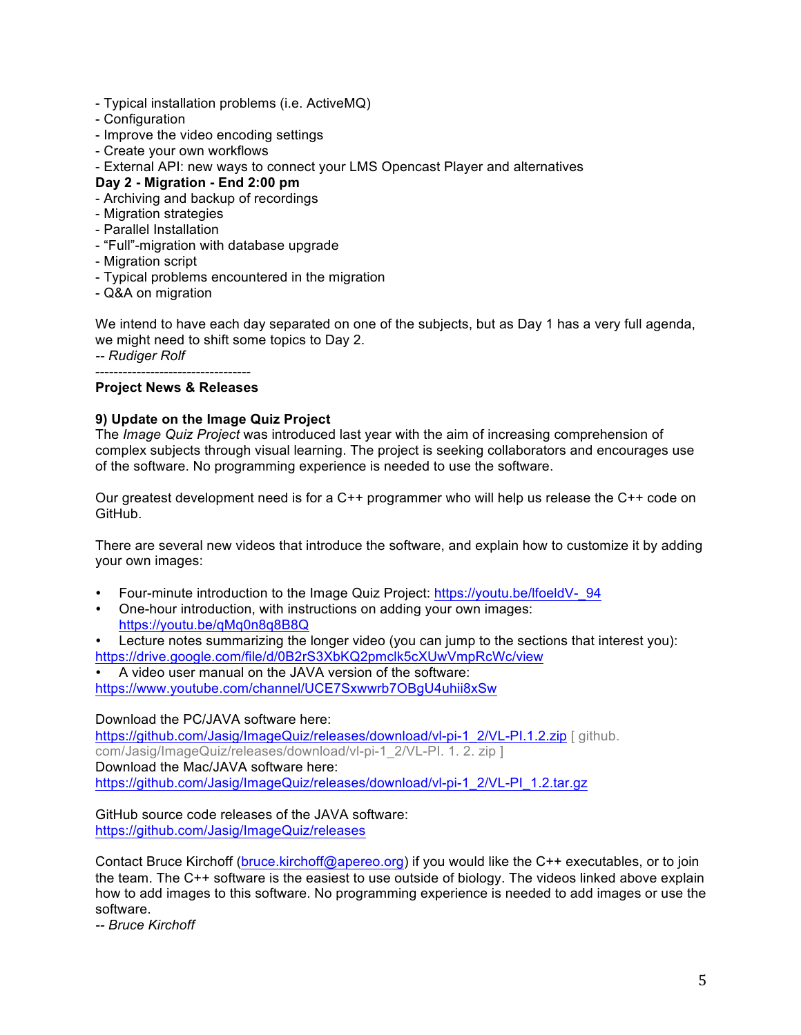- Typical installation problems (i.e. ActiveMQ)
- Configuration
- Improve the video encoding settings
- Create your own workflows
- External API: new ways to connect your LMS Opencast Player and alternatives

**Day 2 - Migration - End 2:00 pm**

- Archiving and backup of recordings
- Migration strategies
- Parallel Installation
- “Full”-migration with database upgrade
- Migration script
- Typical problems encountered in the migration
- Q&A on migration

We intend to have each day separated on one of the subjects, but as Day 1 has a very full agenda, we might need to shift some topics to Day 2.
*-- Rudiger Rolf*

----------------------------------

**Project News & Releases**

**9) Update on the Image Quiz Project**

The *Image Quiz Project* was introduced last year with the aim of increasing comprehension of complex subjects through visual learning. The project is seeking collaborators and encourages use of the software. No programming experience is needed to use the software.

Our greatest development need is for a C++ programmer who will help us release the C++ code on GitHub.

There are several new videos that introduce the software, and explain how to customize it by adding your own images:

- Four-minute introduction to the Image Quiz Project: https://youtu.be/lfoeldV-_94
- One-hour introduction, with instructions on adding your own images: https://youtu.be/qMq0n8q8B8Q
- Lecture notes summarizing the longer video (you can jump to the sections that interest you): https://drive.google.com/file/d/0B2rS3XbKQ2pmclk5cXUwVmpRcWc/view
- A video user manual on the JAVA version of the software: https://www.youtube.com/channel/UCE7Sxwwrb7OBgU4uhii8xSw

Download the PC/JAVA software here:
https://github.com/Jasig/ImageQuiz/releases/download/vl-pi-1_2/VL-PI.1.2.zip [ github. com/Jasig/ImageQuiz/releases/download/vl-pi-1_2/VL-PI. 1. 2. zip ]
Download the Mac/JAVA software here:
https://github.com/Jasig/ImageQuiz/releases/download/vl-pi-1_2/VL-PI_1.2.tar.gz

GitHub source code releases of the JAVA software:
https://github.com/Jasig/ImageQuiz/releases

Contact Bruce Kirchoff (bruce.kirchoff@apereo.org) if you would like the C++ executables, or to join the team. The C++ software is the easiest to use outside of biology. The videos linked above explain how to add images to this software. No programming experience is needed to add images or use the software.
*-- Bruce Kirchoff*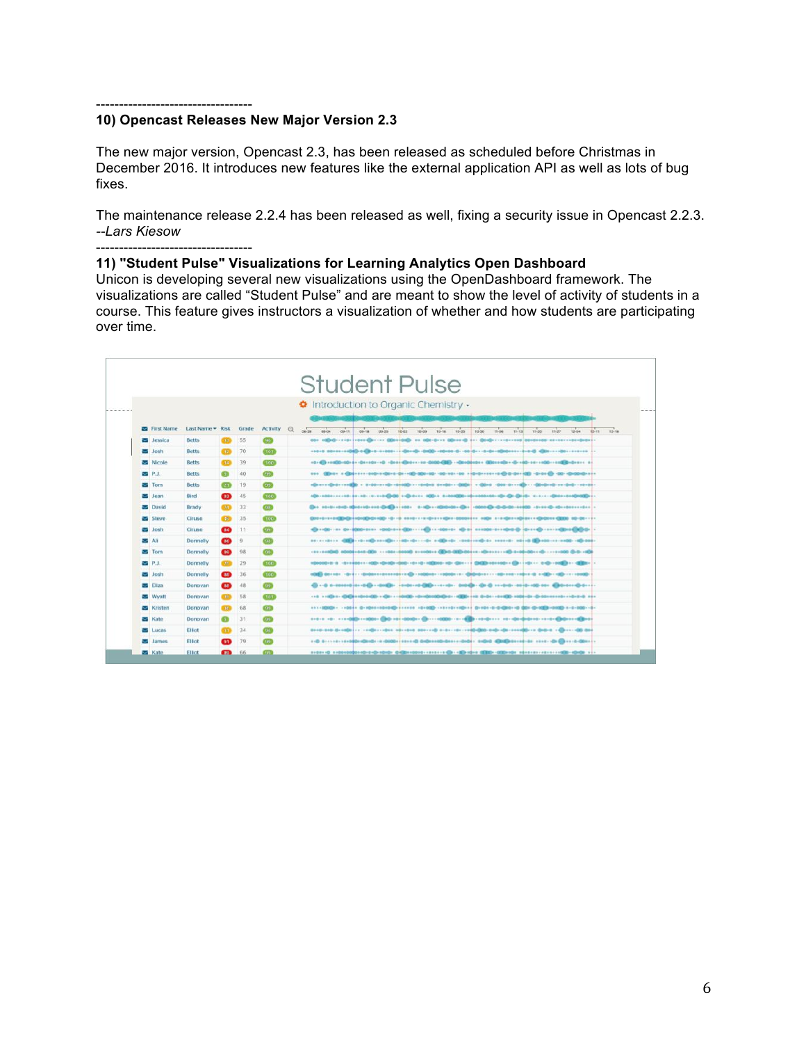----------------------------------

## 10) Opencast Releases New Major Version 2.3

The new major version, Opencast 2.3, has been released as scheduled before Christmas in December 2016. It introduces new features like the external application API as well as lots of bug fixes.

The maintenance release 2.2.4 has been released as well, fixing a security issue in Opencast 2.2.3.
*--Lars Kiesow*

----------------------------------

## 11) "Student Pulse" Visualizations for Learning Analytics Open Dashboard

Unicon is developing several new visualizations using the OpenDashboard framework. The visualizations are called "Student Pulse" and are meant to show the level of activity of students in a course. This feature gives instructors a visualization of whether and how students are participating over time.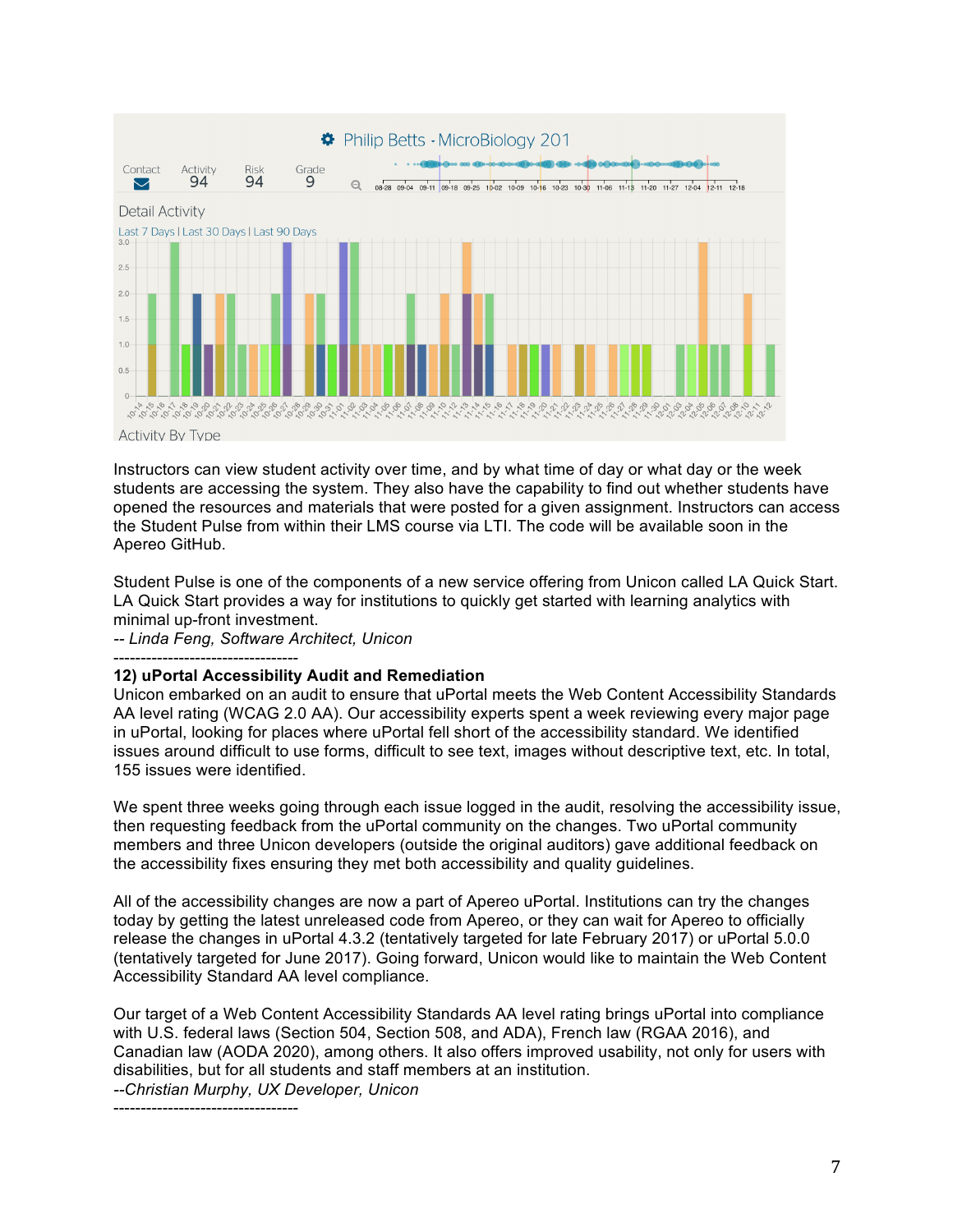Instructors can view student activity over time, and by what time of day or what day or the week students are accessing the system. They also have the capability to find out whether students have opened the resources and materials that were posted for a given assignment. Instructors can access the Student Pulse from within their LMS course via LTI. The code will be available soon in the Apereo GitHub.

Student Pulse is one of the components of a new service offering from Unicon called LA Quick Start. LA Quick Start provides a way for institutions to quickly get started with learning analytics with minimal up-front investment.

*-- Linda Feng, Software Architect, Unicon*

----------------------------------

**12) uPortal Accessibility Audit and Remediation**

Unicon embarked on an audit to ensure that uPortal meets the Web Content Accessibility Standards AA level rating (WCAG 2.0 AA). Our accessibility experts spent a week reviewing every major page in uPortal, looking for places where uPortal fell short of the accessibility standard. We identified issues around difficult to use forms, difficult to see text, images without descriptive text, etc. In total, 155 issues were identified.

We spent three weeks going through each issue logged in the audit, resolving the accessibility issue, then requesting feedback from the uPortal community on the changes. Two uPortal community members and three Unicon developers (outside the original auditors) gave additional feedback on the accessibility fixes ensuring they met both accessibility and quality guidelines.

All of the accessibility changes are now a part of Apereo uPortal. Institutions can try the changes today by getting the latest unreleased code from Apereo, or they can wait for Apereo to officially release the changes in uPortal 4.3.2 (tentatively targeted for late February 2017) or uPortal 5.0.0 (tentatively targeted for June 2017). Going forward, Unicon would like to maintain the Web Content Accessibility Standard AA level compliance.

Our target of a Web Content Accessibility Standards AA level rating brings uPortal into compliance with U.S. federal laws (Section 504, Section 508, and ADA), French law (RGAA 2016), and Canadian law (AODA 2020), among others. It also offers improved usability, not only for users with disabilities, but for all students and staff members at an institution.

*--Christian Murphy, UX Developer, Unicon*

----------------------------------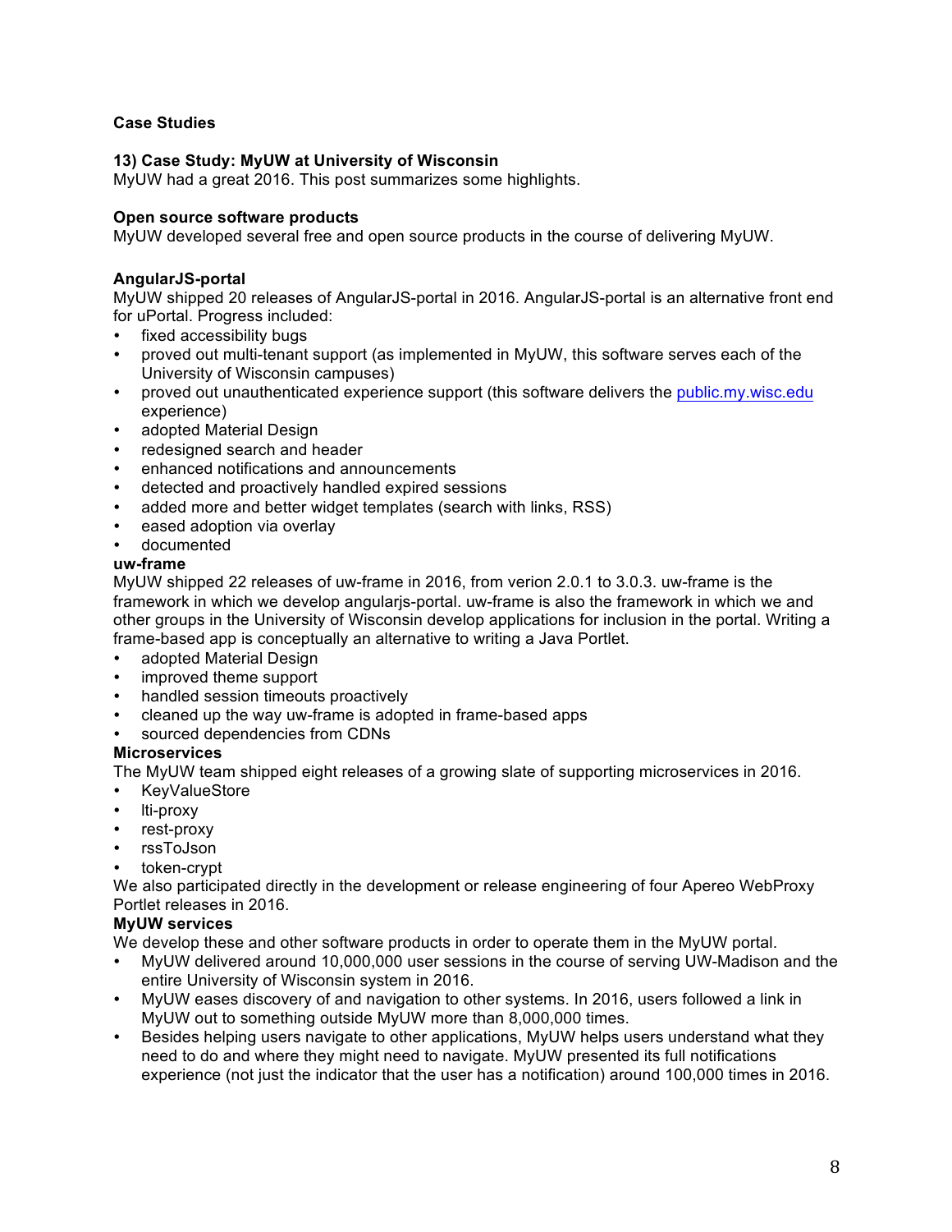**Case Studies**

**13) Case Study: MyUW at University of Wisconsin**

MyUW had a great 2016. This post summarizes some highlights.

**Open source software products**

MyUW developed several free and open source products in the course of delivering MyUW.

**AngularJS-portal**

MyUW shipped 20 releases of AngularJS-portal in 2016. AngularJS-portal is an alternative front end for uPortal. Progress included:

- fixed accessibility bugs
- proved out multi-tenant support (as implemented in MyUW, this software serves each of the University of Wisconsin campuses)
- proved out unauthenticated experience support (this software delivers the public.my.wisc.edu experience)
- adopted Material Design
- redesigned search and header
- enhanced notifications and announcements
- detected and proactively handled expired sessions
- added more and better widget templates (search with links, RSS)
- eased adoption via overlay
- documented

**uw-frame**

MyUW shipped 22 releases of uw-frame in 2016, from verion 2.0.1 to 3.0.3. uw-frame is the framework in which we develop angularjs-portal. uw-frame is also the framework in which we and other groups in the University of Wisconsin develop applications for inclusion in the portal. Writing a frame-based app is conceptually an alternative to writing a Java Portlet.

- adopted Material Design
- improved theme support
- handled session timeouts proactively
- cleaned up the way uw-frame is adopted in frame-based apps
- sourced dependencies from CDNs

**Microservices**

The MyUW team shipped eight releases of a growing slate of supporting microservices in 2016.

- KeyValueStore
- lti-proxy
- rest-proxy
- rssToJson
- token-crypt

We also participated directly in the development or release engineering of four Apereo WebProxy Portlet releases in 2016.

**MyUW services**

We develop these and other software products in order to operate them in the MyUW portal.

- MyUW delivered around 10,000,000 user sessions in the course of serving UW-Madison and the entire University of Wisconsin system in 2016.
- MyUW eases discovery of and navigation to other systems. In 2016, users followed a link in MyUW out to something outside MyUW more than 8,000,000 times.
- Besides helping users navigate to other applications, MyUW helps users understand what they need to do and where they might need to navigate. MyUW presented its full notifications experience (not just the indicator that the user has a notification) around 100,000 times in 2016.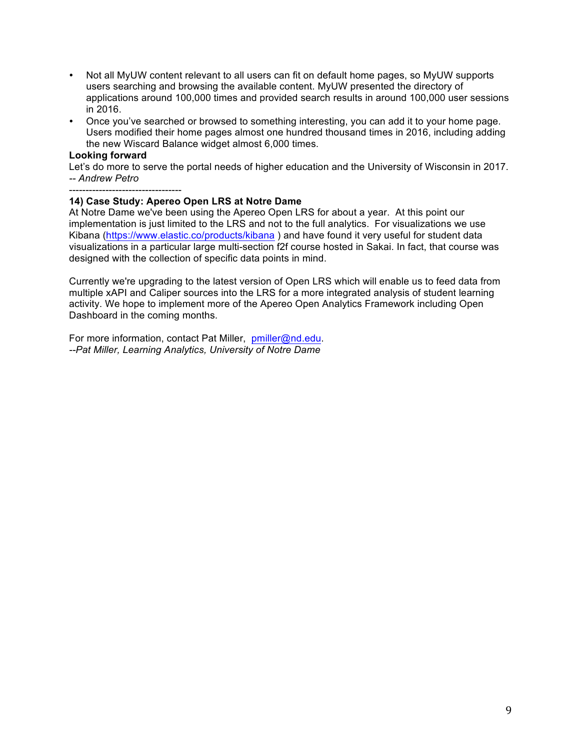- Not all MyUW content relevant to all users can fit on default home pages, so MyUW supports users searching and browsing the available content. MyUW presented the directory of applications around 100,000 times and provided search results in around 100,000 user sessions in 2016.
- Once you've searched or browsed to something interesting, you can add it to your home page. Users modified their home pages almost one hundred thousand times in 2016, including adding the new Wiscard Balance widget almost 6,000 times.

**Looking forward**

Let's do more to serve the portal needs of higher education and the University of Wisconsin in 2017.
*-- Andrew Petro*

----------------------------------

**14) Case Study: Apereo Open LRS at Notre Dame**

At Notre Dame we've been using the Apereo Open LRS for about a year. At this point our implementation is just limited to the LRS and not to the full analytics. For visualizations we use Kibana (https://www.elastic.co/products/kibana ) and have found it very useful for student data visualizations in a particular large multi-section f2f course hosted in Sakai. In fact, that course was designed with the collection of specific data points in mind.

Currently we're upgrading to the latest version of Open LRS which will enable us to feed data from multiple xAPI and Caliper sources into the LRS for a more integrated analysis of student learning activity. We hope to implement more of the Apereo Open Analytics Framework including Open Dashboard in the coming months.

For more information, contact Pat Miller, pmiller@nd.edu.
*--Pat Miller, Learning Analytics, University of Notre Dame*